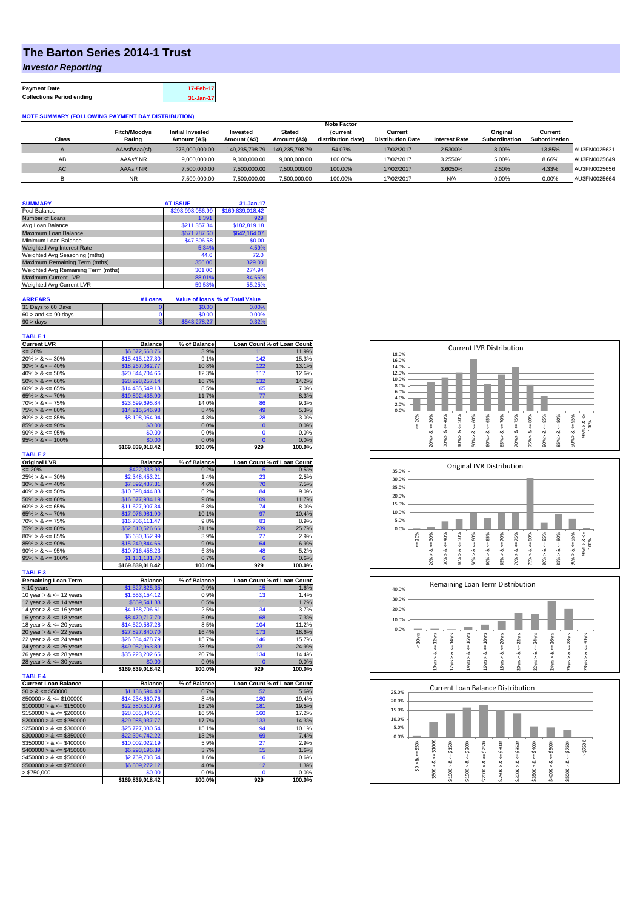# The Barton Series 2014-1 Trust

## *Investor Reporting*

| Payment Date | 17-Feb-17 |
|---|---|
| Collections Period ending | 31-Jan-17 |

**NOTE SUMMARY (FOLLOWING PAYMENT DAY DISTRIBUTION)**

| Class | Fitch/Moodys Rating | Initial Invested Amount (A$) | Invested Amount (A$) | Stated Amount (A$) | Note Factor (current distribution date) | Current Distribution Date | Interest Rate | Original Subordination | Current Subordination | |
|---|---|---|---|---|---|---|---|---|---|---|
| A | AAAsf/Aaa(sf) | 276,000,000.00 | 149,235,798.79 | 149,235,798.79 | 54.07% | 17/02/2017 | 2.5300% | 8.00% | 13.85% | AU3FN0025631 |
| AB | AAAsf/ NR | 9,000,000.00 | 9,000,000.00 | 9,000,000.00 | 100.00% | 17/02/2017 | 3.2550% | 5.00% | 8.66% | AU3FN0025649 |
| AC | AAAsf/ NR | 7,500,000.00 | 7,500,000.00 | 7,500,000.00 | 100.00% | 17/02/2017 | 3.6050% | 2.50% | 4.33% | AU3FN0025656 |
| B | NR | 7,500,000.00 | 7,500,000.00 | 7,500,000.00 | 100.00% | 17/02/2017 | N/A | 0.00% | 0.00% | AU3FN0025664 |

| SUMMARY | AT ISSUE | 31-Jan-17 |
|---|---|---|
| Pool Balance | $293,998,056.99 | $169,839,018.42 |
| Number of Loans | 1,391 | 929 |
| Avg Loan Balance | $211,357.34 | $182,819.18 |
| Maximum Loan Balance | $671,787.60 | $642,164.07 |
| Minimum Loan Balance | $47,506.58 | $0.00 |
| Weighted Avg Interest Rate | 5.34% | 4.59% |
| Weighted Avg Seasoning (mths) | 44.6 | 72.0 |
| Maximum Remaining Term (mths) | 356.00 | 329.00 |
| Weighted Avg Remaining Term (mths) | 301.00 | 274.94 |
| Maximum Current LVR | 88.01% | 84.66% |
| Weighted Avg Current LVR | 59.53% | 55.25% |

| ARREARS | # Loans | Value of loans | % of Total Value |
|---|---|---|---|
| 31 Days to 60 Days | 0 | $0.00 | 0.00% |
| 60 > and <= 90 days | 0 | $0.00 | 0.00% |
| 90 > days | 3 | $543,278.27 | 0.32% |

**TABLE 1**

| Current LVR | Balance | % of Balance | Loan Count | % of Loan Count |
|---|---|---|---|---|
| <= 20% | $6,572,563.76 | 3.9% | 111 | 11.9% |
| 20% > & <= 30% | $15,415,127.30 | 9.1% | 142 | 15.3% |
| 30% > & <= 40% | $18,267,082.77 | 10.8% | 122 | 13.1% |
| 40% > & <= 50% | $20,844,704.66 | 12.3% | 117 | 12.6% |
| 50% > & <= 60% | $28,298,257.14 | 16.7% | 132 | 14.2% |
| 60% > & <= 65% | $14,435,549.13 | 8.5% | 65 | 7.0% |
| 65% > & <= 70% | $19,892,435.90 | 11.7% | 77 | 8.3% |
| 70% > & <= 75% | $23,699,695.84 | 14.0% | 86 | 9.3% |
| 75% > & <= 80% | $14,215,546.98 | 8.4% | 49 | 5.3% |
| 80% > & <= 85% | $8,198,054.94 | 4.8% | 28 | 3.0% |
| 85% > & <= 90% | $0.00 | 0.0% | 0 | 0.0% |
| 90% > & <= 95% | $0.00 | 0.0% | 0 | 0.0% |
| 95% > & <= 100% | $0.00 | 0.0% | 0 | 0.0% |
| | $169,839,018.42 | 100.0% | 929 | 100.0% |

**TABLE 2**

| Original LVR | Balance | % of Balance | Loan Count | % of Loan Count |
|---|---|---|---|---|
| <= 20% | $422,333.93 | 0.2% | 5 | 0.5% |
| 25% > & <= 30% | $2,348,453.21 | 1.4% | 23 | 2.5% |
| 30% > & <= 40% | $7,892,437.31 | 4.6% | 70 | 7.5% |
| 40% > & <= 50% | $10,598,444.83 | 6.2% | 84 | 9.0% |
| 50% > & <= 60% | $16,577,984.19 | 9.8% | 109 | 11.7% |
| 60% > & <= 65% | $11,627,907.34 | 6.8% | 74 | 8.0% |
| 65% > & <= 70% | $17,076,981.90 | 10.1% | 97 | 10.4% |
| 70% > & <= 75% | $16,706,111.47 | 9.8% | 83 | 8.9% |
| 75% > & <= 80% | $52,810,526.66 | 31.1% | 239 | 25.7% |
| 80% > & <= 85% | $6,630,352.99 | 3.9% | 27 | 2.9% |
| 85% > & <= 90% | $15,249,844.66 | 9.0% | 64 | 6.9% |
| 90% > & <= 95% | $10,716,458.23 | 6.3% | 48 | 5.2% |
| 95% > & <= 100% | $1,181,181.70 | 0.7% | 6 | 0.6% |
| | $169,839,018.42 | 100.0% | 929 | 100.0% |

**TABLE 3**

| Remaining Loan Term | Balance | % of Balance | Loan Count | % of Loan Count |
|---|---|---|---|---|
| < 10 years | $1,527,825.35 | 0.9% | 15 | 1.6% |
| 10 year > & <= 12 years | $1,553,154.12 | 0.9% | 13 | 1.4% |
| 12 year > & <= 14 years | $859,541.33 | 0.5% | 11 | 1.2% |
| 14 year > & <= 16 years | $4,168,706.61 | 2.5% | 34 | 3.7% |
| 16 year > & <= 18 years | $8,470,717.70 | 5.0% | 68 | 7.3% |
| 18 year > & <= 20 years | $14,520,587.28 | 8.5% | 104 | 11.2% |
| 20 year > & <= 22 years | $27,827,840.70 | 16.4% | 173 | 18.6% |
| 22 year > & <= 24 years | $26,634,478.79 | 15.7% | 146 | 15.7% |
| 24 year > & <= 26 years | $49,052,963.89 | 28.9% | 231 | 24.9% |
| 26 year > & <= 28 years | $35,223,202.65 | 20.7% | 134 | 14.4% |
| 28 year > & <= 30 years | $0.00 | 0.0% | 0 | 0.0% |
| | $169,839,018.42 | 100.0% | 929 | 100.0% |

**TABLE 4**

| Current Loan Balance | Balance | % of Balance | Loan Count | % of Loan Count |
|---|---|---|---|---|
| $0 > & <= $50000 | $1,186,594.40 | 0.7% | 52 | 5.6% |
| $50000 > & <= $100000 | $14,234,660.76 | 8.4% | 180 | 19.4% |
| $100000 > & <= $150000 | $22,380,517.98 | 13.2% | 181 | 19.5% |
| $150000 > & <= $200000 | $28,055,340.51 | 16.5% | 160 | 17.2% |
| $200000 > & <= $250000 | $29,985,937.77 | 17.7% | 133 | 14.3% |
| $250000 > & <= $300000 | $25,727,030.54 | 15.1% | 94 | 10.1% |
| $300000 > & <= $350000 | $22,394,742.22 | 13.2% | 69 | 7.4% |
| $350000 > & <= $400000 | $10,002,022.19 | 5.9% | 27 | 2.9% |
| $400000 > & <= $450000 | $6,293,196.39 | 3.7% | 15 | 1.6% |
| $450000 > & <= $500000 | $2,769,703.54 | 1.6% | 6 | 0.6% |
| $500000 > & <= $750000 | $6,809,272.12 | 4.0% | 12 | 1.3% |
| > $750,000 | $0.00 | 0.0% | 0 | 0.0% |
| | $169,839,018.42 | 100.0% | 929 | 100.0% |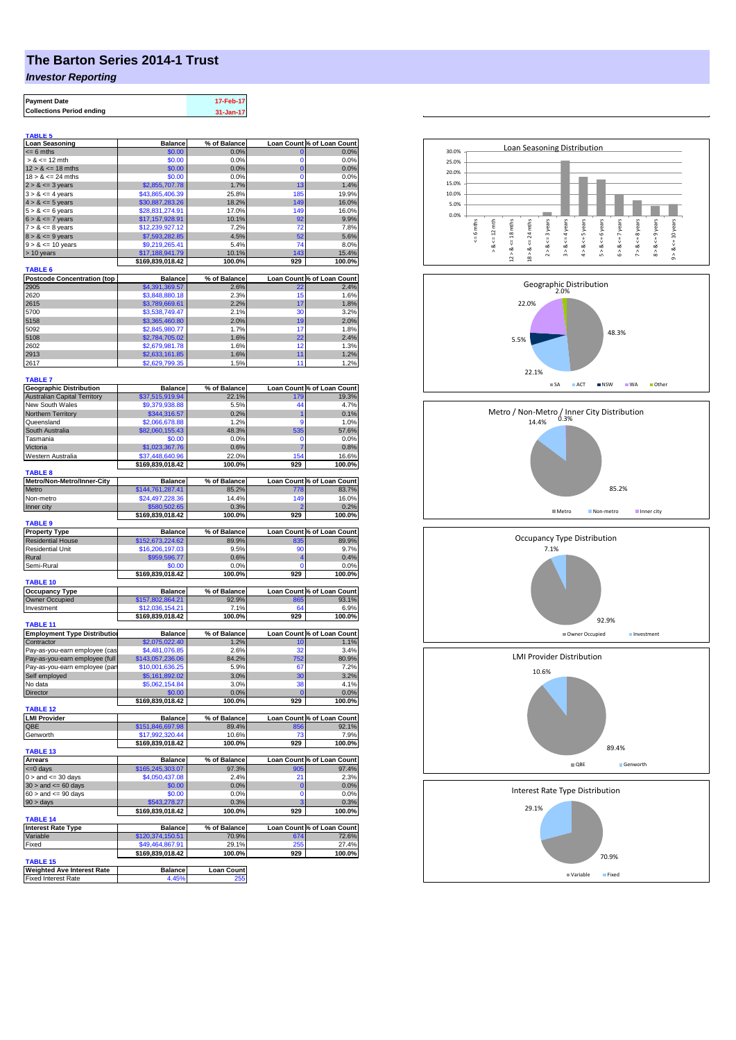# The Barton Series 2014-1 Trust

## *Investor Reporting*

| | |
|---|---|
| **Payment Date** | 17-Feb-17 |
| **Collections Period ending** | 31-Jan-17 |

**TABLE 5**

| Loan Seasoning | Balance | % of Balance | Loan Count | % of Loan Count |
|---|---|---|---|---|
| <= 6 mths | $0.00 | 0.0% | 0 | 0.0% |
| > & <= 12 mth | $0.00 | 0.0% | 0 | 0.0% |
| 12 > & <= 18 mths | $0.00 | 0.0% | 0 | 0.0% |
| 18 > & <= 24 mths | $0.00 | 0.0% | 0 | 0.0% |
| 2 > & <= 3 years | $2,855,707.78 | 1.7% | 13 | 1.4% |
| 3 > & <= 4 years | $43,865,406.39 | 25.8% | 185 | 19.9% |
| 4 > & <= 5 years | $30,887,283.26 | 18.2% | 149 | 16.0% |
| 5 > & <= 6 years | $28,831,274.91 | 17.0% | 149 | 16.0% |
| 6 > & <= 7 years | $17,157,928.91 | 10.1% | 92 | 9.9% |
| 7 > & <= 8 years | $12,239,927.12 | 7.2% | 72 | 7.8% |
| 8 > & <= 9 years | $7,593,282.85 | 4.5% | 52 | 5.6% |
| 9 > & <= 10 years | $9,219,265.41 | 5.4% | 74 | 8.0% |
| > 10 years | $17,188,941.79 | 10.1% | 143 | 15.4% |
| | $169,839,018.42 | 100.0% | 929 | 100.0% |

**TABLE 6**

| Postcode Concentration (top | Balance | % of Balance | Loan Count | % of Loan Count |
|---|---|---|---|---|
| 2905 | $4,391,369.57 | 2.6% | 22 | 2.4% |
| 2620 | $3,848,880.18 | 2.3% | 15 | 1.6% |
| 2615 | $3,789,669.61 | 2.2% | 17 | 1.8% |
| 5700 | $3,538,749.47 | 2.1% | 30 | 3.2% |
| 5158 | $3,365,460.80 | 2.0% | 19 | 2.0% |
| 5092 | $2,845,980.77 | 1.7% | 17 | 1.8% |
| 5108 | $2,784,705.02 | 1.6% | 22 | 2.4% |
| 2602 | $2,679,981.78 | 1.6% | 12 | 1.3% |
| 2913 | $2,633,161.85 | 1.6% | 11 | 1.2% |
| 2617 | $2,629,799.35 | 1.5% | 11 | 1.2% |

**TABLE 7**

| Geographic Distribution | Balance | % of Balance | Loan Count | % of Loan Count |
|---|---|---|---|---|
| Australian Capital Territory | $37,515,919.94 | 22.1% | 179 | 19.3% |
| New South Wales | $9,379,938.88 | 5.5% | 44 | 4.7% |
| Northern Territory | $344,316.57 | 0.2% | 1 | 0.1% |
| Queensland | $2,066,678.88 | 1.2% | 9 | 1.0% |
| South Australia | $82,060,155.43 | 48.3% | 535 | 57.6% |
| Tasmania | $0.00 | 0.0% | 0 | 0.0% |
| Victoria | $1,023,367.76 | 0.6% | 7 | 0.8% |
| Western Australia | $37,448,640.96 | 22.0% | 154 | 16.6% |
| | $169,839,018.42 | 100.0% | 929 | 100.0% |

**TABLE 8**

| Metro/Non-Metro/Inner-City | Balance | % of Balance | Loan Count | % of Loan Count |
|---|---|---|---|---|
| Metro | $144,761,287.41 | 85.2% | 778 | 83.7% |
| Non-metro | $24,497,228.36 | 14.4% | 149 | 16.0% |
| Inner city | $580,502.65 | 0.3% | 2 | 0.2% |
| | $169,839,018.42 | 100.0% | 929 | 100.0% |

**TABLE 9**

| Property Type | Balance | % of Balance | Loan Count | % of Loan Count |
|---|---|---|---|---|
| Residential House | $152,673,224.62 | 89.9% | 835 | 89.9% |
| Residential Unit | $16,206,197.03 | 9.5% | 90 | 9.7% |
| Rural | $959,596.77 | 0.6% | 4 | 0.4% |
| Semi-Rural | $0.00 | 0.0% | 0 | 0.0% |
| | $169,839,018.42 | 100.0% | 929 | 100.0% |

**TABLE 10**

| Occupancy Type | Balance | % of Balance | Loan Count | % of Loan Count |
|---|---|---|---|---|
| Owner Occupied | $157,802,864.21 | 92.9% | 865 | 93.1% |
| Investment | $12,036,154.21 | 7.1% | 64 | 6.9% |
| | $169,839,018.42 | 100.0% | 929 | 100.0% |

**TABLE 11**

| Employment Type Distribution | Balance | % of Balance | Loan Count | % of Loan Count |
|---|---|---|---|---|
| Contractor | $2,075,022.40 | 1.2% | 10 | 1.1% |
| Pay-as-you-earn employee (cas | $4,481,076.85 | 2.6% | 32 | 3.4% |
| Pay-as-you-earn employee (full | $143,057,236.06 | 84.2% | 752 | 80.9% |
| Pay-as-you-earn employee (part | $10,001,636.25 | 5.9% | 67 | 7.2% |
| Self employed | $5,161,892.02 | 3.0% | 30 | 3.2% |
| No data | $5,062,154.84 | 3.0% | 38 | 4.1% |
| Director | $0.00 | 0.0% | 0 | 0.0% |
| | $169,839,018.42 | 100.0% | 929 | 100.0% |

**TABLE 12**

| LMI Provider | Balance | % of Balance | Loan Count | % of Loan Count |
|---|---|---|---|---|
| QBE | $151,846,697.98 | 89.4% | 856 | 92.1% |
| Genworth | $17,992,320.44 | 10.6% | 73 | 7.9% |
| | $169,839,018.42 | 100.0% | 929 | 100.0% |

**TABLE 13**

| Arrears | Balance | % of Balance | Loan Count | % of Loan Count |
|---|---|---|---|---|
| <=0 days | $165,245,303.07 | 97.3% | 905 | 97.4% |
| 0 > and <= 30 days | $4,050,437.08 | 2.4% | 21 | 2.3% |
| 30 > and <= 60 days | $0.00 | 0.0% | 0 | 0.0% |
| 60 > and <= 90 days | $0.00 | 0.0% | 0 | 0.0% |
| 90 > days | $543,278.27 | 0.3% | 3 | 0.3% |
| | $169,839,018.42 | 100.0% | 929 | 100.0% |

**TABLE 14**

| Interest Rate Type | Balance | % of Balance | Loan Count | % of Loan Count |
|---|---|---|---|---|
| Variable | $120,374,150.51 | 70.9% | 674 | 72.6% |
| Fixed | $49,464,867.91 | 29.1% | 255 | 27.4% |
| | $169,839,018.42 | 100.0% | 929 | 100.0% |

**TABLE 15**

| Weighted Ave Interest Rate | Balance | Loan Count |
|---|---|---|
| Fixed Interest Rate | 4.45% | 255 |

Loan Seasoning Distribution
30.0%
25.0%
20.0%
15.0%
10.0%
5.0%
0.0%
<= 6 mths
> & <= 12 mth
12 > & <= 18 mths
18 > & <= 24 mths
2 > & <= 3 years
3 > & <= 4 years
4 > & <= 5 years
5 > & <= 6 years
6 > & <= 7 years
7 > & <= 8 years
8 > & <= 9 years
9 > & <= 10 years

Geographic Distribution
2.0%
22.0%
48.3%
5.5%
22.1%
SA ACT NSW WA Other

Metro / Non-Metro / Inner City Distribution
0.3%
14.4%
85.2%
Metro Non-metro Inner city

Occupancy Type Distribution
7.1%
92.9%
Owner Occupied Investment

LMI Provider Distribution
10.6%
89.4%
QBE Genworth

Interest Rate Type Distribution
29.1%
70.9%
Variable Fixed